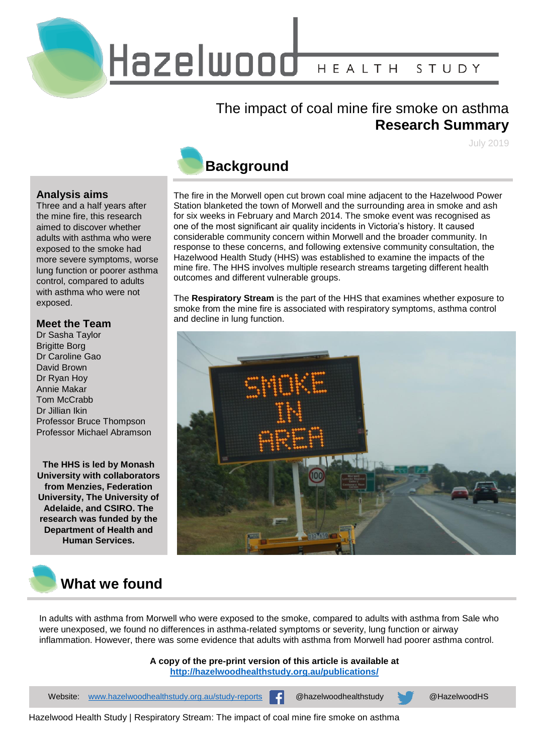# Hazelwood HEALTH STUDY

## The impact of coal mine fire smoke on asthma
## Research Summary

July 2019

## Background

The fire in the Morwell open cut brown coal mine adjacent to the Hazelwood Power Station blanketed the town of Morwell and the surrounding area in smoke and ash for six weeks in February and March 2014. The smoke event was recognised as one of the most significant air quality incidents in Victoria's history. It caused considerable community concern within Morwell and the broader community. In response to these concerns, and following extensive community consultation, the Hazelwood Health Study (HHS) was established to examine the impacts of the mine fire. The HHS involves multiple research streams targeting different health outcomes and different vulnerable groups.

The **Respiratory Stream** is the part of the HHS that examines whether exposure to smoke from the mine fire is associated with respiratory symptoms, asthma control and decline in lung function.

### Analysis aims

Three and a half years after the mine fire, this research aimed to discover whether adults with asthma who were exposed to the smoke had more severe symptoms, worse lung function or poorer asthma control, compared to adults with asthma who were not exposed.

### Meet the Team

Dr Sasha Taylor
Brigitte Borg
Dr Caroline Gao
David Brown
Dr Ryan Hoy
Annie Makar
Tom McCrabb
Dr Jillian Ikin
Professor Bruce Thompson
Professor Michael Abramson

**The HHS is led by Monash University with collaborators from Menzies, Federation University, The University of Adelaide, and CSIRO. The research was funded by the Department of Health and Human Services.**

## What we found

In adults with asthma from Morwell who were exposed to the smoke, compared to adults with asthma from Sale who were unexposed, we found no differences in asthma-related symptoms or severity, lung function or airway inflammation. However, there was some evidence that adults with asthma from Morwell had poorer asthma control.

**A copy of the pre-print version of this article is available at**
**http://hazelwoodhealthstudy.org.au/publications/**

Website: www.hazelwoodhealthstudy.org.au/study-reports @hazelwoodhealthstudy @HazelwoodHS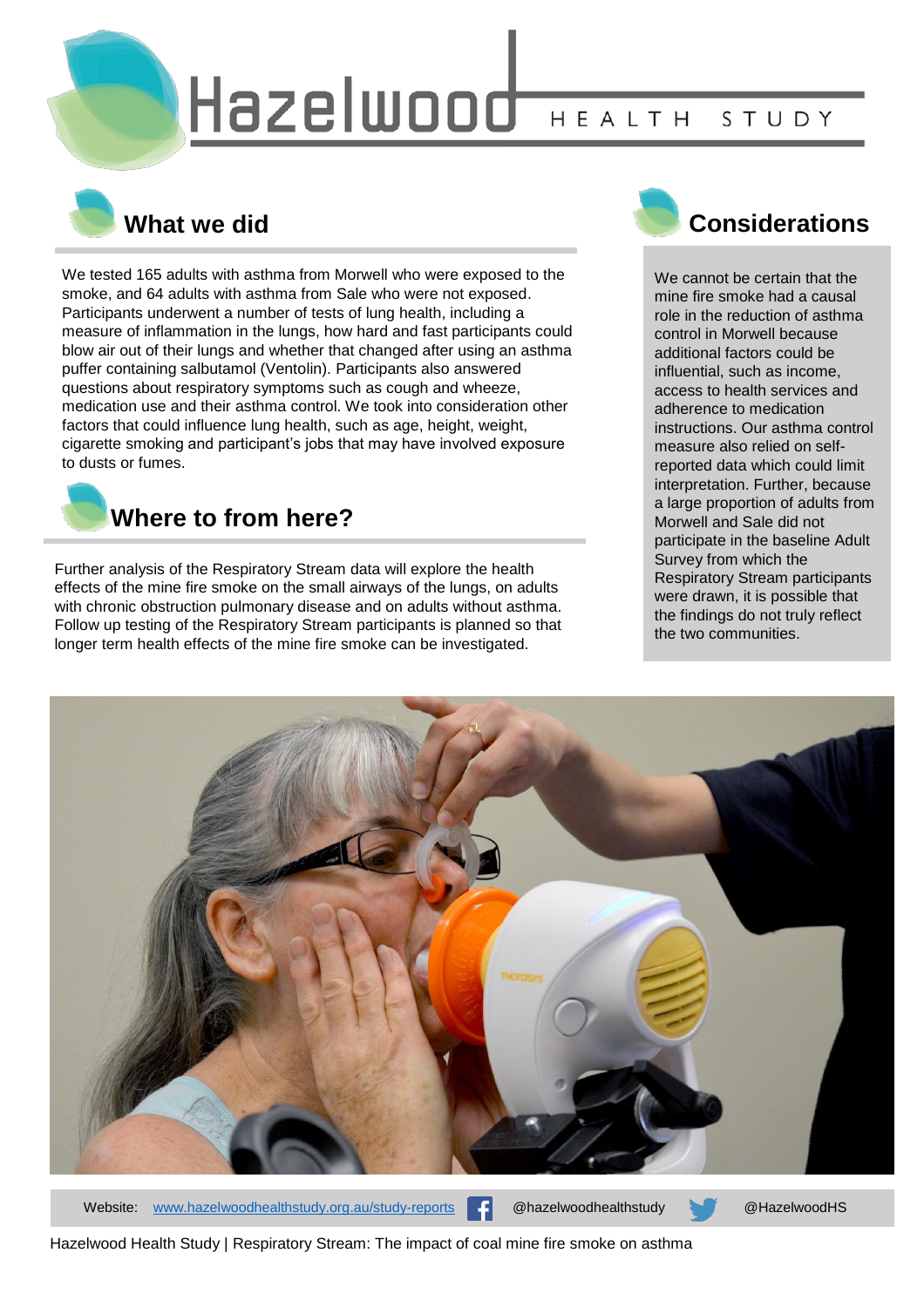# Hazelwood HEALTH STUDY

## What we did

We tested 165 adults with asthma from Morwell who were exposed to the smoke, and 64 adults with asthma from Sale who were not exposed. Participants underwent a number of tests of lung health, including a measure of inflammation in the lungs, how hard and fast participants could blow air out of their lungs and whether that changed after using an asthma puffer containing salbutamol (Ventolin). Participants also answered questions about respiratory symptoms such as cough and wheeze, medication use and their asthma control. We took into consideration other factors that could influence lung health, such as age, height, weight, cigarette smoking and participant's jobs that may have involved exposure to dusts or fumes.

## Where to from here?

Further analysis of the Respiratory Stream data will explore the health effects of the mine fire smoke on the small airways of the lungs, on adults with chronic obstruction pulmonary disease and on adults without asthma. Follow up testing of the Respiratory Stream participants is planned so that longer term health effects of the mine fire smoke can be investigated.

## Considerations

We cannot be certain that the mine fire smoke had a causal role in the reduction of asthma control in Morwell because additional factors could be influential, such as income, access to health services and adherence to medication instructions. Our asthma control measure also relied on self-reported data which could limit interpretation. Further, because a large proportion of adults from Morwell and Sale did not participate in the baseline Adult Survey from which the Respiratory Stream participants were drawn, it is possible that the findings do not truly reflect the two communities.

Website: www.hazelwoodhealthstudy.org.au/study-reports @hazelwoodhealthstudy @HazelwoodHS